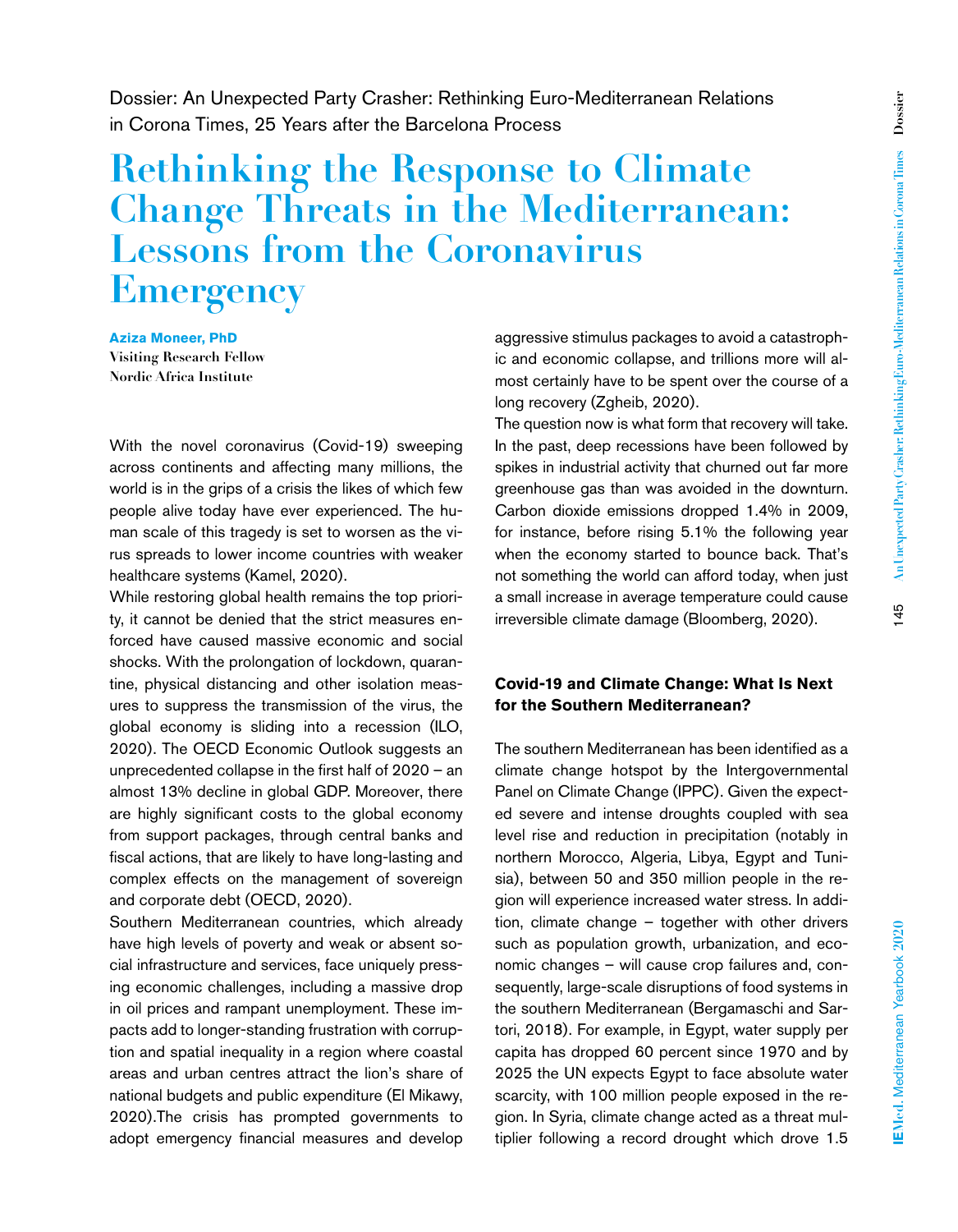Dossier: An Unexpected Party Crasher: Rethinking Euro-Mediterranean Relations in Corona Times, 25 Years after the Barcelona Process

# Rethinking the Response to Climate Change Threats in the Mediterranean: Lessons from the Coronavirus Emergency

**Aziza Moneer, PhD**
**Visiting Research Fellow**
**Nordic Africa Institute**

With the novel coronavirus (Covid-19) sweeping across continents and affecting many millions, the world is in the grips of a crisis the likes of which few people alive today have ever experienced. The human scale of this tragedy is set to worsen as the virus spreads to lower income countries with weaker healthcare systems (Kamel, 2020).

While restoring global health remains the top priority, it cannot be denied that the strict measures enforced have caused massive economic and social shocks. With the prolongation of lockdown, quarantine, physical distancing and other isolation measures to suppress the transmission of the virus, the global economy is sliding into a recession (ILO, 2020). The OECD Economic Outlook suggests an unprecedented collapse in the first half of 2020 – an almost 13% decline in global GDP. Moreover, there are highly significant costs to the global economy from support packages, through central banks and fiscal actions, that are likely to have long-lasting and complex effects on the management of sovereign and corporate debt (OECD, 2020).

Southern Mediterranean countries, which already have high levels of poverty and weak or absent social infrastructure and services, face uniquely pressing economic challenges, including a massive drop in oil prices and rampant unemployment. These impacts add to longer-standing frustration with corruption and spatial inequality in a region where coastal areas and urban centres attract the lion's share of national budgets and public expenditure (El Mikawy, 2020).The crisis has prompted governments to adopt emergency financial measures and develop aggressive stimulus packages to avoid a catastrophic and economic collapse, and trillions more will almost certainly have to be spent over the course of a long recovery (Zgheib, 2020).

The question now is what form that recovery will take. In the past, deep recessions have been followed by spikes in industrial activity that churned out far more greenhouse gas than was avoided in the downturn. Carbon dioxide emissions dropped 1.4% in 2009, for instance, before rising 5.1% the following year when the economy started to bounce back. That's not something the world can afford today, when just a small increase in average temperature could cause irreversible climate damage (Bloomberg, 2020).

## Covid-19 and Climate Change: What Is Next for the Southern Mediterranean?

The southern Mediterranean has been identified as a climate change hotspot by the Intergovernmental Panel on Climate Change (IPPC). Given the expected severe and intense droughts coupled with sea level rise and reduction in precipitation (notably in northern Morocco, Algeria, Libya, Egypt and Tunisia), between 50 and 350 million people in the region will experience increased water stress. In addition, climate change – together with other drivers such as population growth, urbanization, and economic changes – will cause crop failures and, consequently, large-scale disruptions of food systems in the southern Mediterranean (Bergamaschi and Sartori, 2018). For example, in Egypt, water supply per capita has dropped 60 percent since 1970 and by 2025 the UN expects Egypt to face absolute water scarcity, with 100 million people exposed in the region. In Syria, climate change acted as a threat multiplier following a record drought which drove 1.5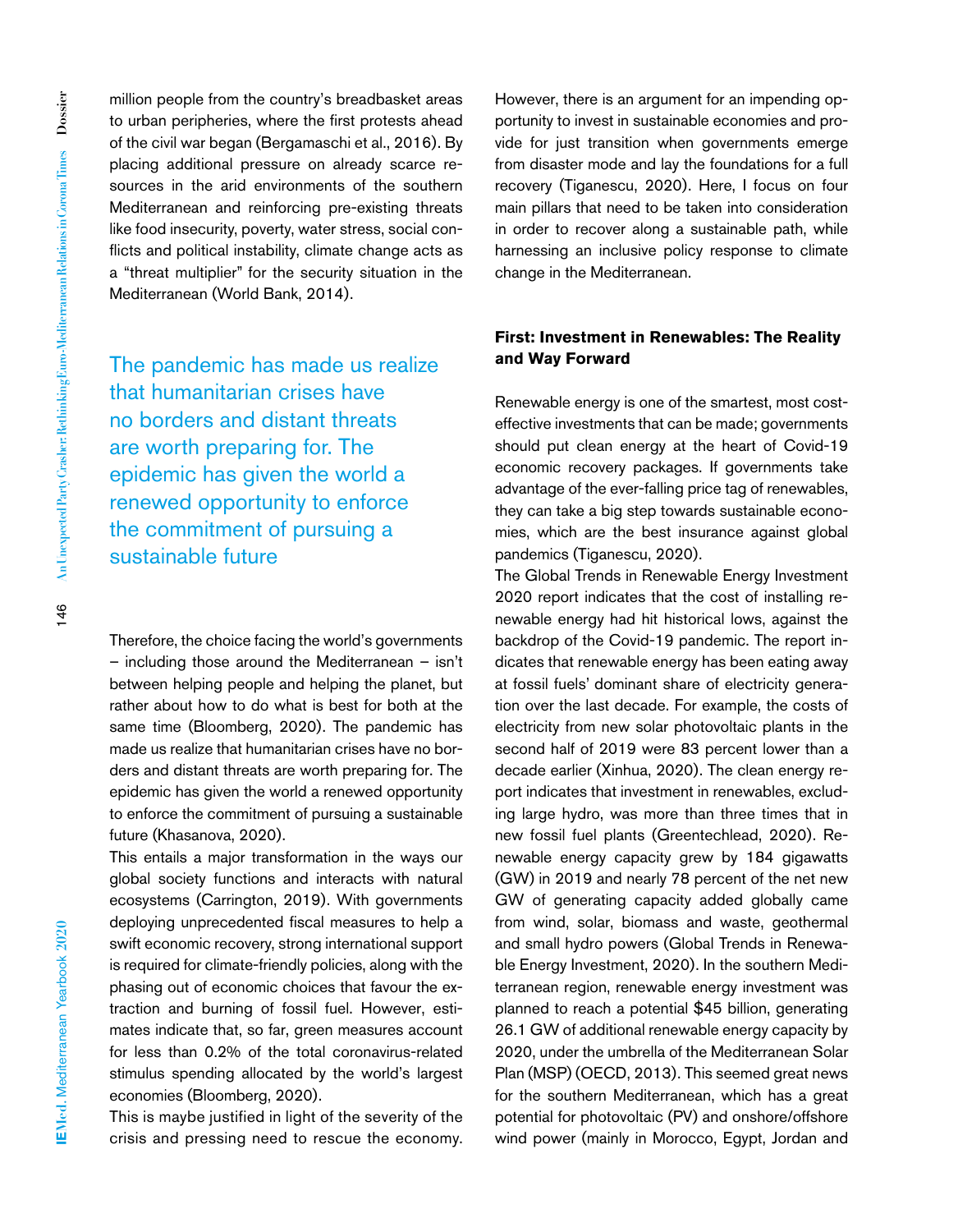million people from the country's breadbasket areas to urban peripheries, where the first protests ahead of the civil war began (Bergamaschi et al., 2016). By placing additional pressure on already scarce resources in the arid environments of the southern Mediterranean and reinforcing pre-existing threats like food insecurity, poverty, water stress, social conflicts and political instability, climate change acts as a "threat multiplier" for the security situation in the Mediterranean (World Bank, 2014).

> The pandemic has made us realize that humanitarian crises have no borders and distant threats are worth preparing for. The epidemic has given the world a renewed opportunity to enforce the commitment of pursuing a sustainable future

Therefore, the choice facing the world's governments – including those around the Mediterranean – isn't between helping people and helping the planet, but rather about how to do what is best for both at the same time (Bloomberg, 2020). The pandemic has made us realize that humanitarian crises have no borders and distant threats are worth preparing for. The epidemic has given the world a renewed opportunity to enforce the commitment of pursuing a sustainable future (Khasanova, 2020).

This entails a major transformation in the ways our global society functions and interacts with natural ecosystems (Carrington, 2019). With governments deploying unprecedented fiscal measures to help a swift economic recovery, strong international support is required for climate-friendly policies, along with the phasing out of economic choices that favour the extraction and burning of fossil fuel. However, estimates indicate that, so far, green measures account for less than 0.2% of the total coronavirus-related stimulus spending allocated by the world's largest economies (Bloomberg, 2020).

This is maybe justified in light of the severity of the crisis and pressing need to rescue the economy. However, there is an argument for an impending opportunity to invest in sustainable economies and provide for just transition when governments emerge from disaster mode and lay the foundations for a full recovery (Tiganescu, 2020). Here, I focus on four main pillars that need to be taken into consideration in order to recover along a sustainable path, while harnessing an inclusive policy response to climate change in the Mediterranean.

**First: Investment in Renewables: The Reality and Way Forward**

Renewable energy is one of the smartest, most cost-effective investments that can be made; governments should put clean energy at the heart of Covid-19 economic recovery packages. If governments take advantage of the ever-falling price tag of renewables, they can take a big step towards sustainable economies, which are the best insurance against global pandemics (Tiganescu, 2020).

The Global Trends in Renewable Energy Investment 2020 report indicates that the cost of installing renewable energy had hit historical lows, against the backdrop of the Covid-19 pandemic. The report indicates that renewable energy has been eating away at fossil fuels' dominant share of electricity generation over the last decade. For example, the costs of electricity from new solar photovoltaic plants in the second half of 2019 were 83 percent lower than a decade earlier (Xinhua, 2020). The clean energy report indicates that investment in renewables, excluding large hydro, was more than three times that in new fossil fuel plants (Greentechlead, 2020). Renewable energy capacity grew by 184 gigawatts (GW) in 2019 and nearly 78 percent of the net new GW of generating capacity added globally came from wind, solar, biomass and waste, geothermal and small hydro powers (Global Trends in Renewable Energy Investment, 2020). In the southern Mediterranean region, renewable energy investment was planned to reach a potential $45 billion, generating 26.1 GW of additional renewable energy capacity by 2020, under the umbrella of the Mediterranean Solar Plan (MSP) (OECD, 2013). This seemed great news for the southern Mediterranean, which has a great potential for photovoltaic (PV) and onshore/offshore wind power (mainly in Morocco, Egypt, Jordan and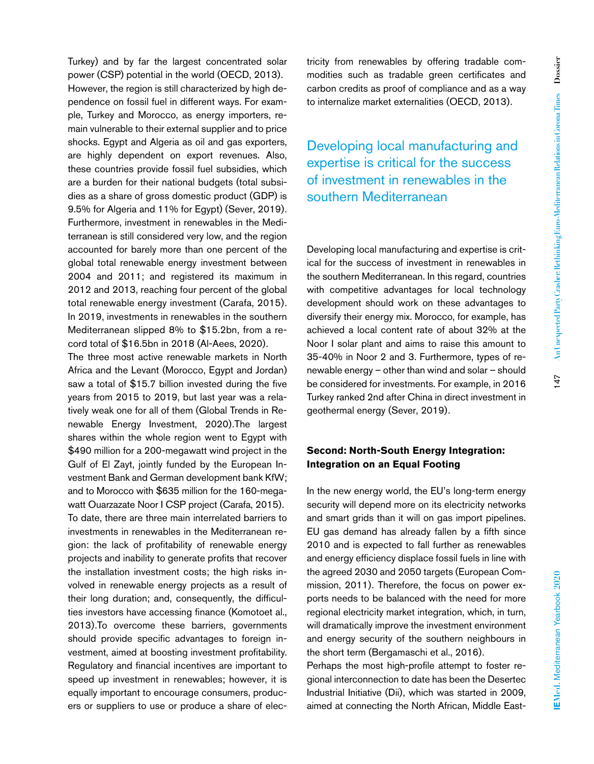Turkey) and by far the largest concentrated solar power (CSP) potential in the world (OECD, 2013). However, the region is still characterized by high dependence on fossil fuel in different ways. For example, Turkey and Morocco, as energy importers, remain vulnerable to their external supplier and to price shocks. Egypt and Algeria as oil and gas exporters, are highly dependent on export revenues. Also, these countries provide fossil fuel subsidies, which are a burden for their national budgets (total subsidies as a share of gross domestic product (GDP) is 9.5% for Algeria and 11% for Egypt) (Sever, 2019). Furthermore, investment in renewables in the Mediterranean is still considered very low, and the region accounted for barely more than one percent of the global total renewable energy investment between 2004 and 2011; and registered its maximum in 2012 and 2013, reaching four percent of the global total renewable energy investment (Carafa, 2015). In 2019, investments in renewables in the southern Mediterranean slipped 8% to $15.2bn, from a record total of $16.5bn in 2018 (Al-Aees, 2020).

The three most active renewable markets in North Africa and the Levant (Morocco, Egypt and Jordan) saw a total of $15.7 billion invested during the five years from 2015 to 2019, but last year was a relatively weak one for all of them (Global Trends in Renewable Energy Investment, 2020).The largest shares within the whole region went to Egypt with $490 million for a 200-megawatt wind project in the Gulf of El Zayt, jointly funded by the European Investment Bank and German development bank KfW; and to Morocco with $635 million for the 160-megawatt Ouarzazate Noor I CSP project (Carafa, 2015).

To date, there are three main interrelated barriers to investments in renewables in the Mediterranean region: the lack of profitability of renewable energy projects and inability to generate profits that recover the installation investment costs; the high risks involved in renewable energy projects as a result of their long duration; and, consequently, the difficulties investors have accessing finance (Komotoet al., 2013).To overcome these barriers, governments should provide specific advantages to foreign investment, aimed at boosting investment profitability. Regulatory and financial incentives are important to speed up investment in renewables; however, it is equally important to encourage consumers, producers or suppliers to use or produce a share of electricity from renewables by offering tradable commodities such as tradable green certificates and carbon credits as proof of compliance and as a way to internalize market externalities (OECD, 2013).

> Developing local manufacturing and expertise is critical for the success of investment in renewables in the southern Mediterranean

Developing local manufacturing and expertise is critical for the success of investment in renewables in the southern Mediterranean. In this regard, countries with competitive advantages for local technology development should work on these advantages to diversify their energy mix. Morocco, for example, has achieved a local content rate of about 32% at the Noor I solar plant and aims to raise this amount to 35-40% in Noor 2 and 3. Furthermore, types of renewable energy – other than wind and solar – should be considered for investments. For example, in 2016 Turkey ranked 2nd after China in direct investment in geothermal energy (Sever, 2019).

### Second: North-South Energy Integration: Integration on an Equal Footing

In the new energy world, the EU's long-term energy security will depend more on its electricity networks and smart grids than it will on gas import pipelines. EU gas demand has already fallen by a fifth since 2010 and is expected to fall further as renewables and energy efficiency displace fossil fuels in line with the agreed 2030 and 2050 targets (European Commission, 2011). Therefore, the focus on power exports needs to be balanced with the need for more regional electricity market integration, which, in turn, will dramatically improve the investment environment and energy security of the southern neighbours in the short term (Bergamaschi et al., 2016).

Perhaps the most high-profile attempt to foster regional interconnection to date has been the Desertec Industrial Initiative (Dii), which was started in 2009, aimed at connecting the North African, Middle East-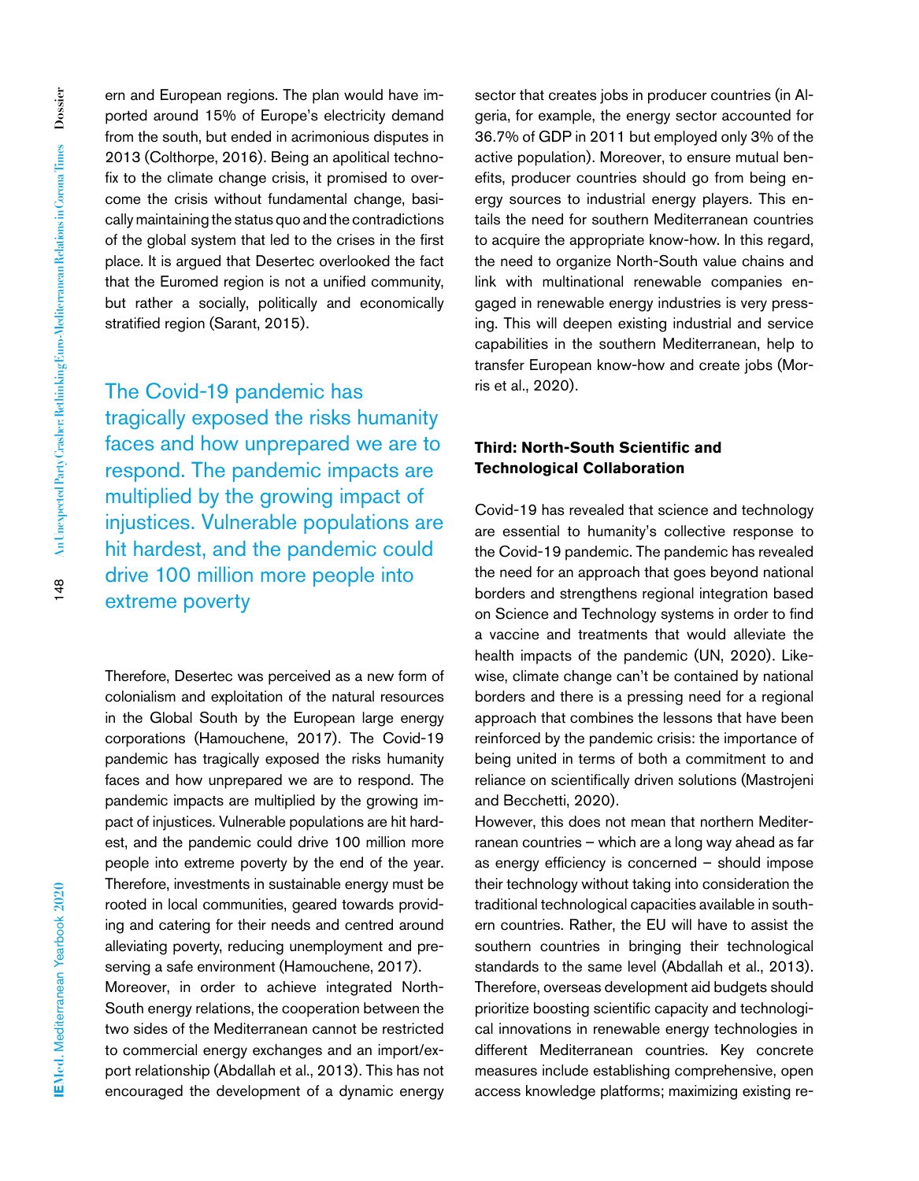ern and European regions. The plan would have imported around 15% of Europe's electricity demand from the south, but ended in acrimonious disputes in 2013 (Colthorpe, 2016). Being an apolitical technofix to the climate change crisis, it promised to overcome the crisis without fundamental change, basically maintaining the status quo and the contradictions of the global system that led to the crises in the first place. It is argued that Desertec overlooked the fact that the Euromed region is not a unified community, but rather a socially, politically and economically stratified region (Sarant, 2015).

> The Covid-19 pandemic has tragically exposed the risks humanity faces and how unprepared we are to respond. The pandemic impacts are multiplied by the growing impact of injustices. Vulnerable populations are hit hardest, and the pandemic could drive 100 million more people into extreme poverty

Therefore, Desertec was perceived as a new form of colonialism and exploitation of the natural resources in the Global South by the European large energy corporations (Hamouchene, 2017). The Covid-19 pandemic has tragically exposed the risks humanity faces and how unprepared we are to respond. The pandemic impacts are multiplied by the growing impact of injustices. Vulnerable populations are hit hardest, and the pandemic could drive 100 million more people into extreme poverty by the end of the year. Therefore, investments in sustainable energy must be rooted in local communities, geared towards providing and catering for their needs and centred around alleviating poverty, reducing unemployment and preserving a safe environment (Hamouchene, 2017).

Moreover, in order to achieve integrated North-South energy relations, the cooperation between the two sides of the Mediterranean cannot be restricted to commercial energy exchanges and an import/export relationship (Abdallah et al., 2013). This has not encouraged the development of a dynamic energy sector that creates jobs in producer countries (in Algeria, for example, the energy sector accounted for 36.7% of GDP in 2011 but employed only 3% of the active population). Moreover, to ensure mutual benefits, producer countries should go from being energy sources to industrial energy players. This entails the need for southern Mediterranean countries to acquire the appropriate know-how. In this regard, the need to organize North-South value chains and link with multinational renewable companies engaged in renewable energy industries is very pressing. This will deepen existing industrial and service capabilities in the southern Mediterranean, help to transfer European know-how and create jobs (Morris et al., 2020).

### Third: North-South Scientific and Technological Collaboration

Covid-19 has revealed that science and technology are essential to humanity's collective response to the Covid-19 pandemic. The pandemic has revealed the need for an approach that goes beyond national borders and strengthens regional integration based on Science and Technology systems in order to find a vaccine and treatments that would alleviate the health impacts of the pandemic (UN, 2020). Likewise, climate change can't be contained by national borders and there is a pressing need for a regional approach that combines the lessons that have been reinforced by the pandemic crisis: the importance of being united in terms of both a commitment to and reliance on scientifically driven solutions (Mastrojeni and Becchetti, 2020).

However, this does not mean that northern Mediterranean countries – which are a long way ahead as far as energy efficiency is concerned – should impose their technology without taking into consideration the traditional technological capacities available in southern countries. Rather, the EU will have to assist the southern countries in bringing their technological standards to the same level (Abdallah et al., 2013). Therefore, overseas development aid budgets should prioritize boosting scientific capacity and technological innovations in renewable energy technologies in different Mediterranean countries. Key concrete measures include establishing comprehensive, open access knowledge platforms; maximizing existing re-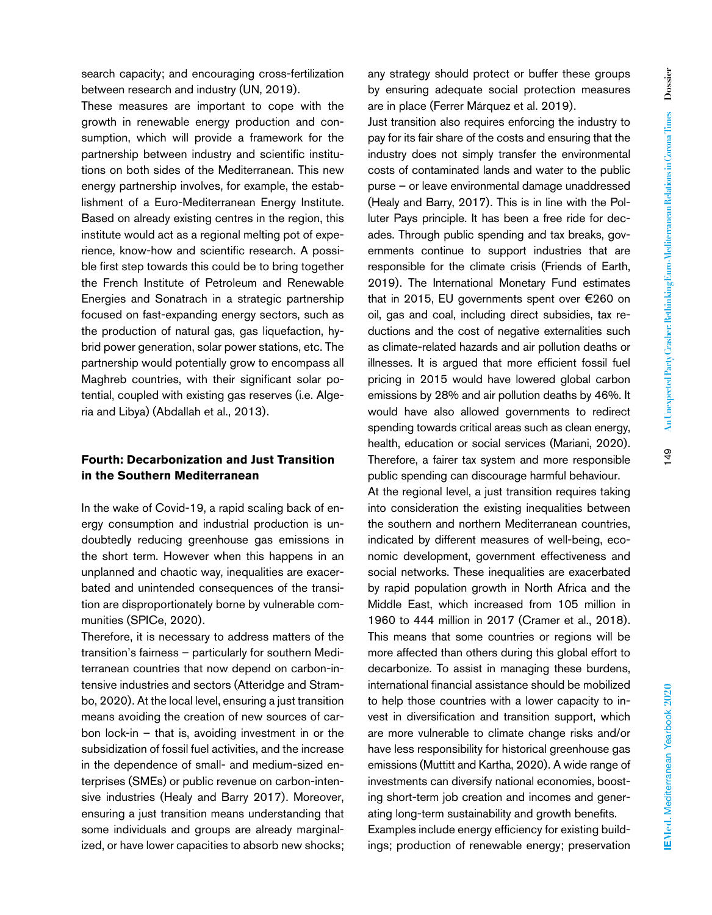search capacity; and encouraging cross-fertilization between research and industry (UN, 2019).

These measures are important to cope with the growth in renewable energy production and consumption, which will provide a framework for the partnership between industry and scientific institutions on both sides of the Mediterranean. This new energy partnership involves, for example, the establishment of a Euro-Mediterranean Energy Institute. Based on already existing centres in the region, this institute would act as a regional melting pot of experience, know-how and scientific research. A possible first step towards this could be to bring together the French Institute of Petroleum and Renewable Energies and Sonatrach in a strategic partnership focused on fast-expanding energy sectors, such as the production of natural gas, gas liquefaction, hybrid power generation, solar power stations, etc. The partnership would potentially grow to encompass all Maghreb countries, with their significant solar potential, coupled with existing gas reserves (i.e. Algeria and Libya) (Abdallah et al., 2013).

### Fourth: Decarbonization and Just Transition in the Southern Mediterranean

In the wake of Covid-19, a rapid scaling back of energy consumption and industrial production is undoubtedly reducing greenhouse gas emissions in the short term. However when this happens in an unplanned and chaotic way, inequalities are exacerbated and unintended consequences of the transition are disproportionately borne by vulnerable communities (SPICe, 2020).

Therefore, it is necessary to address matters of the transition's fairness – particularly for southern Mediterranean countries that now depend on carbon-intensive industries and sectors (Atteridge and Strambo, 2020). At the local level, ensuring a just transition means avoiding the creation of new sources of carbon lock-in – that is, avoiding investment in or the subsidization of fossil fuel activities, and the increase in the dependence of small- and medium-sized enterprises (SMEs) or public revenue on carbon-intensive industries (Healy and Barry 2017). Moreover, ensuring a just transition means understanding that some individuals and groups are already marginalized, or have lower capacities to absorb new shocks; any strategy should protect or buffer these groups by ensuring adequate social protection measures are in place (Ferrer Márquez et al. 2019).

Just transition also requires enforcing the industry to pay for its fair share of the costs and ensuring that the industry does not simply transfer the environmental costs of contaminated lands and water to the public purse – or leave environmental damage unaddressed (Healy and Barry, 2017). This is in line with the Polluter Pays principle. It has been a free ride for decades. Through public spending and tax breaks, governments continue to support industries that are responsible for the climate crisis (Friends of Earth, 2019). The International Monetary Fund estimates that in 2015, EU governments spent over €260 on oil, gas and coal, including direct subsidies, tax reductions and the cost of negative externalities such as climate-related hazards and air pollution deaths or illnesses. It is argued that more efficient fossil fuel pricing in 2015 would have lowered global carbon emissions by 28% and air pollution deaths by 46%. It would have also allowed governments to redirect spending towards critical areas such as clean energy, health, education or social services (Mariani, 2020). Therefore, a fairer tax system and more responsible public spending can discourage harmful behaviour.

At the regional level, a just transition requires taking into consideration the existing inequalities between the southern and northern Mediterranean countries, indicated by different measures of well-being, economic development, government effectiveness and social networks. These inequalities are exacerbated by rapid population growth in North Africa and the Middle East, which increased from 105 million in 1960 to 444 million in 2017 (Cramer et al., 2018). This means that some countries or regions will be more affected than others during this global effort to decarbonize. To assist in managing these burdens, international financial assistance should be mobilized to help those countries with a lower capacity to invest in diversification and transition support, which are more vulnerable to climate change risks and/or have less responsibility for historical greenhouse gas emissions (Muttitt and Kartha, 2020). A wide range of investments can diversify national economies, boosting short-term job creation and incomes and generating long-term sustainability and growth benefits.

Examples include energy efficiency for existing buildings; production of renewable energy; preservation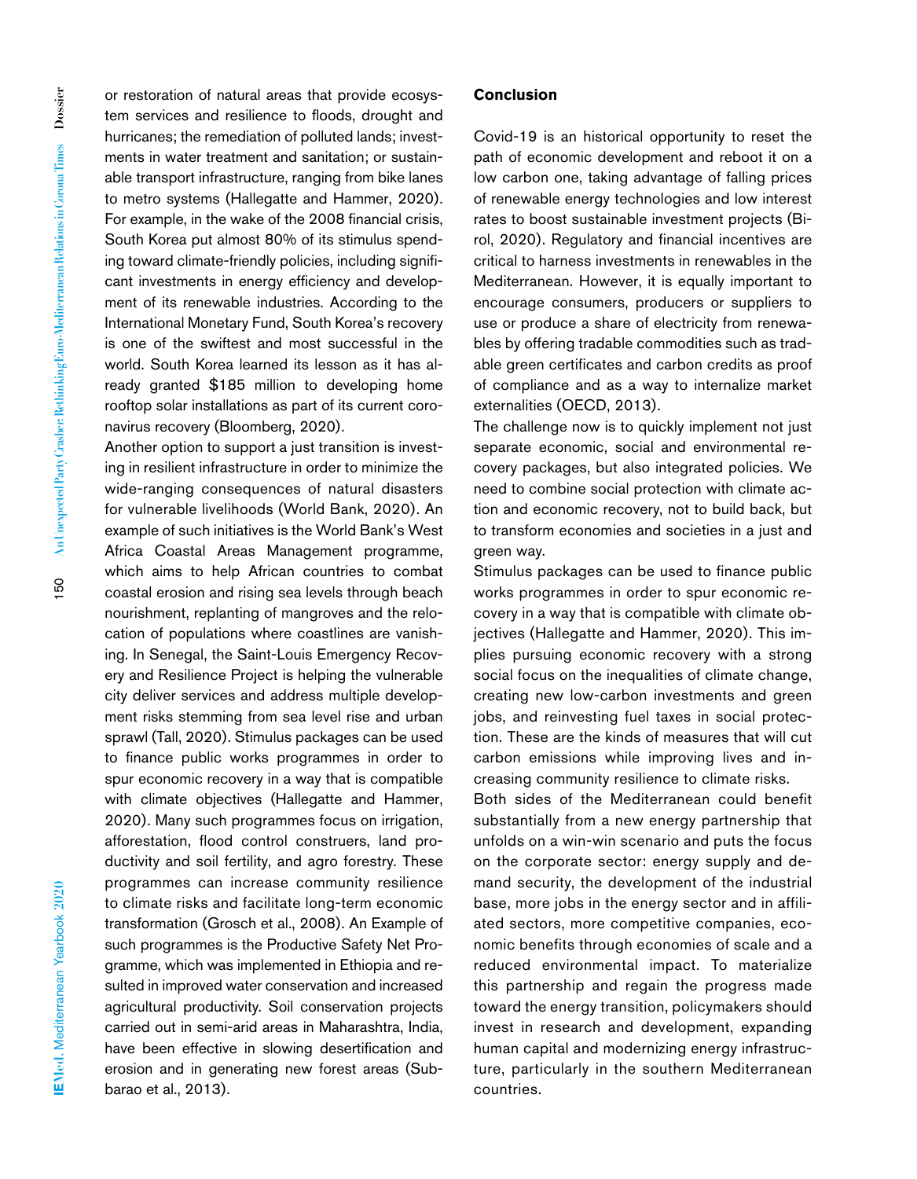or restoration of natural areas that provide ecosystem services and resilience to floods, drought and hurricanes; the remediation of polluted lands; investments in water treatment and sanitation; or sustainable transport infrastructure, ranging from bike lanes to metro systems (Hallegatte and Hammer, 2020). For example, in the wake of the 2008 financial crisis, South Korea put almost 80% of its stimulus spending toward climate-friendly policies, including significant investments in energy efficiency and development of its renewable industries. According to the International Monetary Fund, South Korea's recovery is one of the swiftest and most successful in the world. South Korea learned its lesson as it has already granted $185 million to developing home rooftop solar installations as part of its current coronavirus recovery (Bloomberg, 2020).

Another option to support a just transition is investing in resilient infrastructure in order to minimize the wide-ranging consequences of natural disasters for vulnerable livelihoods (World Bank, 2020). An example of such initiatives is the World Bank's West Africa Coastal Areas Management programme, which aims to help African countries to combat coastal erosion and rising sea levels through beach nourishment, replanting of mangroves and the relocation of populations where coastlines are vanishing. In Senegal, the Saint-Louis Emergency Recovery and Resilience Project is helping the vulnerable city deliver services and address multiple development risks stemming from sea level rise and urban sprawl (Tall, 2020). Stimulus packages can be used to finance public works programmes in order to spur economic recovery in a way that is compatible with climate objectives (Hallegatte and Hammer, 2020). Many such programmes focus on irrigation, afforestation, flood control construers, land productivity and soil fertility, and agro forestry. These programmes can increase community resilience to climate risks and facilitate long-term economic transformation (Grosch et al., 2008). An Example of such programmes is the Productive Safety Net Programme, which was implemented in Ethiopia and resulted in improved water conservation and increased agricultural productivity. Soil conservation projects carried out in semi-arid areas in Maharashtra, India, have been effective in slowing desertification and erosion and in generating new forest areas (Subbarao et al., 2013).

## Conclusion

Covid-19 is an historical opportunity to reset the path of economic development and reboot it on a low carbon one, taking advantage of falling prices of renewable energy technologies and low interest rates to boost sustainable investment projects (Birol, 2020). Regulatory and financial incentives are critical to harness investments in renewables in the Mediterranean. However, it is equally important to encourage consumers, producers or suppliers to use or produce a share of electricity from renewables by offering tradable commodities such as tradable green certificates and carbon credits as proof of compliance and as a way to internalize market externalities (OECD, 2013).

The challenge now is to quickly implement not just separate economic, social and environmental recovery packages, but also integrated policies. We need to combine social protection with climate action and economic recovery, not to build back, but to transform economies and societies in a just and green way.

Stimulus packages can be used to finance public works programmes in order to spur economic recovery in a way that is compatible with climate objectives (Hallegatte and Hammer, 2020). This implies pursuing economic recovery with a strong social focus on the inequalities of climate change, creating new low-carbon investments and green jobs, and reinvesting fuel taxes in social protection. These are the kinds of measures that will cut carbon emissions while improving lives and increasing community resilience to climate risks.

Both sides of the Mediterranean could benefit substantially from a new energy partnership that unfolds on a win-win scenario and puts the focus on the corporate sector: energy supply and demand security, the development of the industrial base, more jobs in the energy sector and in affiliated sectors, more competitive companies, economic benefits through economies of scale and a reduced environmental impact. To materialize this partnership and regain the progress made toward the energy transition, policymakers should invest in research and development, expanding human capital and modernizing energy infrastructure, particularly in the southern Mediterranean countries.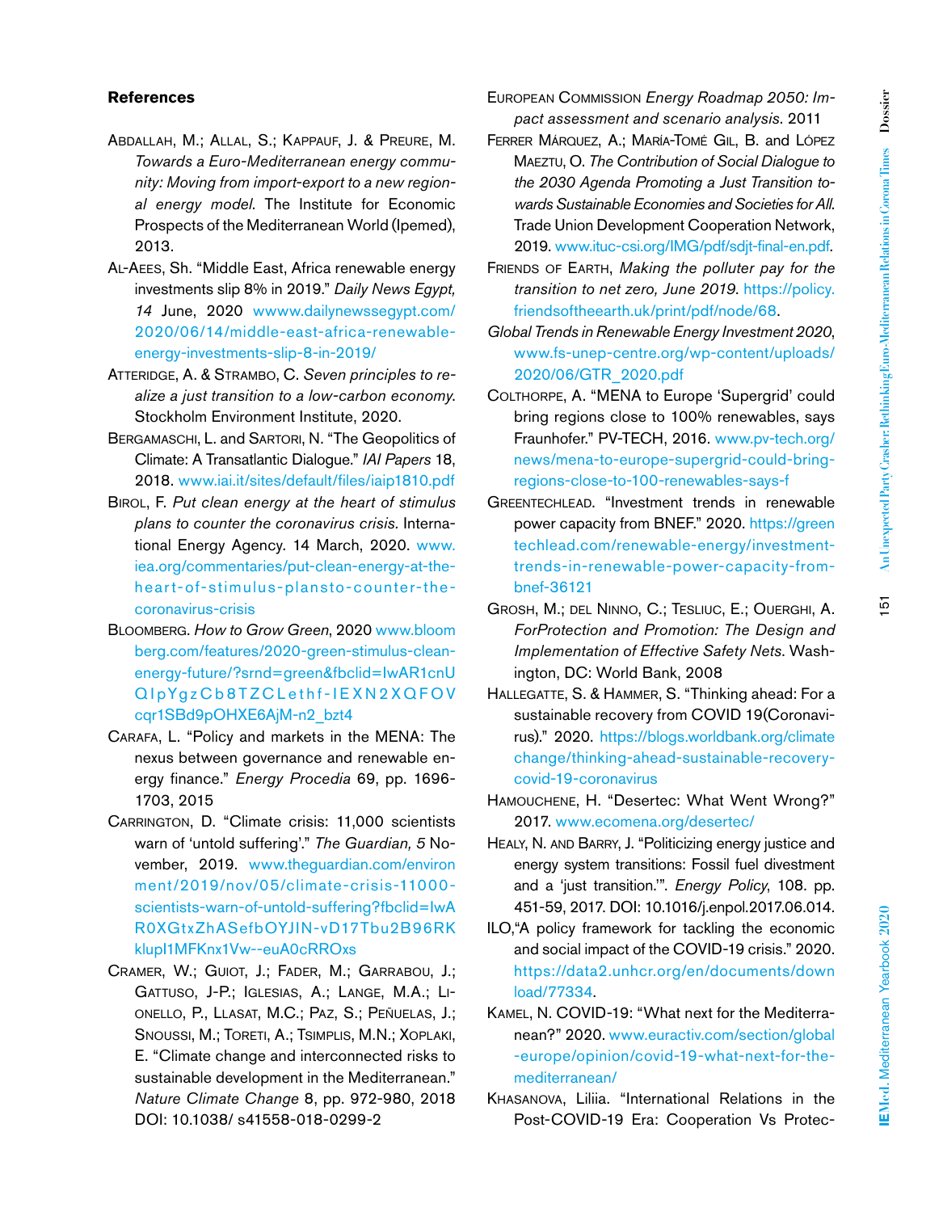## References

Abdallah, M.; Allal, S.; Kappauf, J. & Preure, M. *Towards a Euro-Mediterranean energy community: Moving from import-export to a new regional energy model*. The Institute for Economic Prospects of the Mediterranean World (Ipemed), 2013.

Al-Aees, Sh. "Middle East, Africa renewable energy investments slip 8% in 2019." *Daily News Egypt, 14* June, 2020 wwww.dailynewssegypt.com/2020/06/14/middle-east-africa-renewable-energy-investments-slip-8-in-2019/

Atteridge, A. & Strambo, C. *Seven principles to realize a just transition to a low-carbon economy*. Stockholm Environment Institute, 2020.

Bergamaschi, L. and Sartori, N. "The Geopolitics of Climate: A Transatlantic Dialogue." *IAI Papers* 18, 2018. www.iai.it/sites/default/files/iaip1810.pdf

Birol, F. *Put clean energy at the heart of stimulus plans to counter the coronavirus crisis*. International Energy Agency. 14 March, 2020. www.iea.org/commentaries/put-clean-energy-at-the-heart-of-stimulus-plansto-counter-the-coronavirus-crisis

Bloomberg. *How to Grow Green*, 2020 www.bloomberg.com/features/2020-green-stimulus-clean-energy-future/?srnd=green&fbclid=IwAR1cnUQIpYgzCb8TZCLethf-IEXN2XQFOVcqr1SBd9pOHXE6AjM-n2_bzt4

Carafa, L. "Policy and markets in the MENA: The nexus between governance and renewable energy finance." *Energy Procedia* 69, pp. 1696-1703, 2015

Carrington, D. "Climate crisis: 11,000 scientists warn of 'untold suffering'." *The Guardian, 5* November, 2019. www.theguardian.com/environment/2019/nov/05/climate-crisis-11000-scientists-warn-of-untold-suffering?fbclid=IwAR0XGtxZhASefbOYJIN-vD17Tbu2B96RKklupl1MFKnx1Vw--euA0cRROxs

Cramer, W.; Guiot, J.; Fader, M.; Garrabou, J.; Gattuso, J-P.; Iglesias, A.; Lange, M.A.; Lionello, P., Llasat, M.C.; Paz, S.; Peñuelas, J.; Snoussi, M.; Toreti, A.; Tsimplis, M.N.; Xoplaki, E. "Climate change and interconnected risks to sustainable development in the Mediterranean." *Nature Climate Change* 8, pp. 972-980, 2018 DOI: 10.1038/ s41558-018-0299-2

European Commission *Energy Roadmap 2050: Impact assessment and scenario analysis*. 2011

Ferrer Márquez, A.; María-Tomé Gil, B. and López Maeztu, O. *The Contribution of Social Dialogue to the 2030 Agenda Promoting a Just Transition towards Sustainable Economies and Societies for All*. Trade Union Development Cooperation Network, 2019. www.ituc-csi.org/IMG/pdf/sdjt-final-en.pdf.

Friends of Earth, *Making the polluter pay for the transition to net zero, June 2019*. https://policy.friendsoftheearth.uk/print/pdf/node/68.

*Global Trends in Renewable Energy Investment 2020*, www.fs-unep-centre.org/wp-content/uploads/2020/06/GTR_2020.pdf

Colthorpe, A. "MENA to Europe 'Supergrid' could bring regions close to 100% renewables, says Fraunhofer." PV-TECH, 2016. www.pv-tech.org/news/mena-to-europe-supergrid-could-bring-regions-close-to-100-renewables-says-f

Greentechlead. "Investment trends in renewable power capacity from BNEF." 2020. https://greentechlead.com/renewable-energy/investment-trends-in-renewable-power-capacity-from-bnef-36121

Grosh, M.; del Ninno, C.; Tesliuc, E.; Ouerghi, A. *ForProtection and Promotion: The Design and Implementation of Effective Safety Nets*. Washington, DC: World Bank, 2008

Hallegatte, S. & Hammer, S. "Thinking ahead: For a sustainable recovery from COVID 19(Coronavirus)." 2020. https://blogs.worldbank.org/climatechange/thinking-ahead-sustainable-recovery-covid-19-coronavirus

Hamouchene, H. "Desertec: What Went Wrong?" 2017. www.ecomena.org/desertec/

Healy, N. and Barry, J. "Politicizing energy justice and energy system transitions: Fossil fuel divestment and a 'just transition.'". *Energy Policy*, 108. pp. 451-59, 2017. DOI: 10.1016/j.enpol.2017.06.014.

ILO,"A policy framework for tackling the economic and social impact of the COVID-19 crisis." 2020. https://data2.unhcr.org/en/documents/download/77334.

Kamel, N. COVID-19: "What next for the Mediterranean?" 2020. www.euractiv.com/section/global-europe/opinion/covid-19-what-next-for-the-mediterranean/

Khasanova, Liliia. "International Relations in the Post-COVID-19 Era: Cooperation Vs Protec-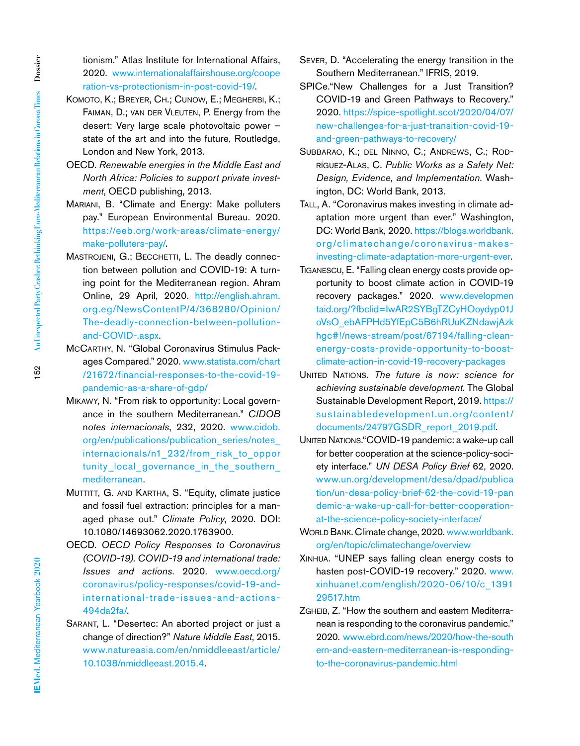tionism." Atlas Institute for International Affairs, 2020. www.internationalaffairshouse.org/cooperation-vs-protectionism-in-post-covid-19/.

Komoto, K.; Breyer, Ch.; Cunow, E.; Megherbi, K.; Faiman, D.; van der Vleuten, P. Energy from the desert: Very large scale photovoltaic power – state of the art and into the future, Routledge, London and New York, 2013.

OECD. *Renewable energies in the Middle East and North Africa: Policies to support private investment*, OECD publishing, 2013.

Mariani, B. "Climate and Energy: Make polluters pay." European Environmental Bureau. 2020. https://eeb.org/work-areas/climate-energy/make-polluters-pay/.

Mastrojeni, G.; Becchetti, L. The deadly connection between pollution and COVID-19: A turning point for the Mediterranean region. Ahram Online, 29 April, 2020. http://english.ahram.org.eg/NewsContentP/4/368280/Opinion/The-deadly-connection-between-pollution-and-COVID-.aspx.

McCarthy, N. "Global Coronavirus Stimulus Packages Compared." 2020. www.statista.com/chart/21672/financial-responses-to-the-covid-19-pandemic-as-a-share-of-gdp/

Mikawy, N. "From risk to opportunity: Local governance in the southern Mediterranean." *CIDOB notes internacionals*, 232, 2020. www.cidob.org/en/publications/publication_series/notes_internacionals/n1_232/from_risk_to_opportunity_local_governance_in_the_southern_mediterranean.

Muttitt, G. and Kartha, S. "Equity, climate justice and fossil fuel extraction: principles for a managed phase out." *Climate Policy*, 2020. DOI: 10.1080/14693062.2020.1763900.

OECD. *OECD Policy Responses to Coronavirus (COVID-19). COVID-19 and international trade: Issues and actions*. 2020. www.oecd.org/coronavirus/policy-responses/covid-19-and-international-trade-issues-and-actions-494da2fa/.

Sarant, L. "Desertec: An aborted project or just a change of direction?" *Nature Middle East*, 2015. www.natureasia.com/en/nmiddleeast/article/10.1038/nmiddleeast.2015.4.

Sever, D. "Accelerating the energy transition in the Southern Mediterranean." IFRIS, 2019.

SPICe."New Challenges for a Just Transition? COVID-19 and Green Pathways to Recovery." 2020. https://spice-spotlight.scot/2020/04/07/new-challenges-for-a-just-transition-covid-19-and-green-pathways-to-recovery/

Subbarao, K.; del Ninno, C.; Andrews, C.; Rodríguez-Alas, C. *Public Works as a Safety Net: Design, Evidence, and Implementation*. Washington, DC: World Bank, 2013.

Tall, A. "Coronavirus makes investing in climate adaptation more urgent than ever." Washington, DC: World Bank, 2020. https://blogs.worldbank.org/climatechange/coronavirus-makes-investing-climate-adaptation-more-urgent-ever.

Tiganescu, E. "Falling clean energy costs provide opportunity to boost climate action in COVID-19 recovery packages." 2020. www.developmentaid.org/?fbclid=IwAR2SYBgTZCyHOoydyp01JoVsO_ebAFPHd5YfEpC5B6hRUuKZNdawjAzkhgc#!/news-stream/post/67194/falling-clean-energy-costs-provide-opportunity-to-boost-climate-action-in-covid-19-recovery-packages

United Nations. *The future is now: science for achieving sustainable development*. The Global Sustainable Development Report, 2019. https://sustainabledevelopment.un.org/content/documents/24797GSDR_report_2019.pdf.

United Nations."COVID-19 pandemic: a wake-up call for better cooperation at the science-policy-society interface." *UN DESA Policy Brief* 62, 2020. www.un.org/development/desa/dpad/publication/un-desa-policy-brief-62-the-covid-19-pandemic-a-wake-up-call-for-better-cooperation-at-the-science-policy-society-interface/

World Bank. Climate change, 2020. www.worldbank.org/en/topic/climatechange/overview

Xinhua. "UNEP says falling clean energy costs to hasten post-COVID-19 recovery." 2020. www.xinhuanet.com/english/2020-06/10/c_139129517.htm

Zgheib, Z. "How the southern and eastern Mediterranean is responding to the coronavirus pandemic." 2020. www.ebrd.com/news/2020/how-the-southern-and-eastern-mediterranean-is-responding-to-the-coronavirus-pandemic.html